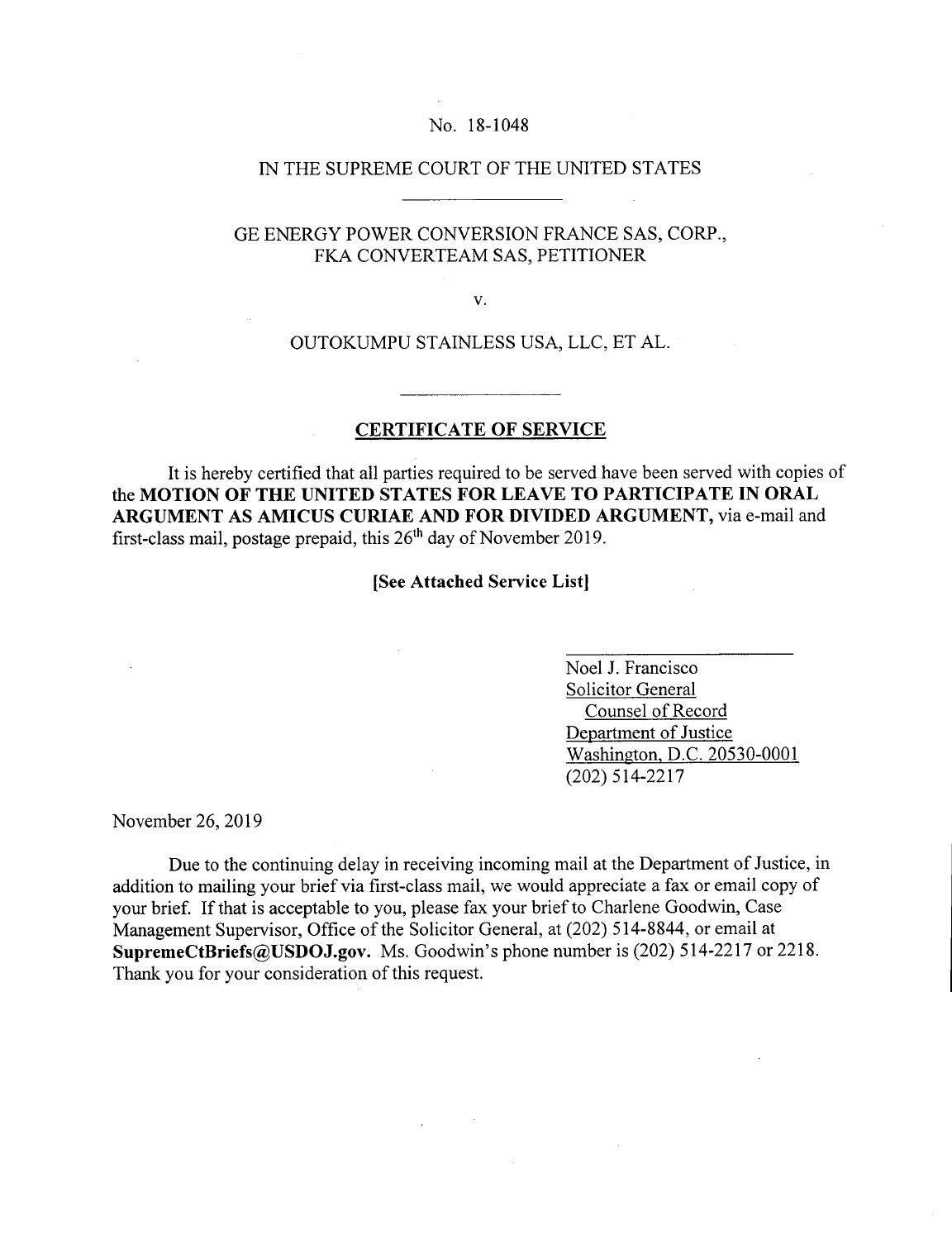No. 18-1048

IN THE SUPREME COURT OF THE UNITED STATES

---

GE ENERGY POWER CONVERSION FRANCE SAS, CORP., FKA CONVERTEAM SAS, PETITIONER

v.

OUTOKUMPU STAINLESS USA, LLC, ET AL.

---

## CERTIFICATE OF SERVICE

It is hereby certified that all parties required to be served have been served with copies of the **MOTION OF THE UNITED STATES FOR LEAVE TO PARTICIPATE IN ORAL ARGUMENT AS AMICUS CURIAE AND FOR DIVIDED ARGUMENT,** via e-mail and first-class mail, postage prepaid, this 26th day of November 2019.

**[See Attached Service List]**

Noel J. Francisco
Solicitor General
Counsel of Record
Department of Justice
Washington, D.C. 20530-0001
(202) 514-2217

November 26, 2019

Due to the continuing delay in receiving incoming mail at the Department of Justice, in addition to mailing your brief via first-class mail, we would appreciate a fax or email copy of your brief. If that is acceptable to you, please fax your brief to Charlene Goodwin, Case Management Supervisor, Office of the Solicitor General, at (202) 514-8844, or email at **SupremeCtBriefs@USDOJ.gov.** Ms. Goodwin's phone number is (202) 514-2217 or 2218. Thank you for your consideration of this request.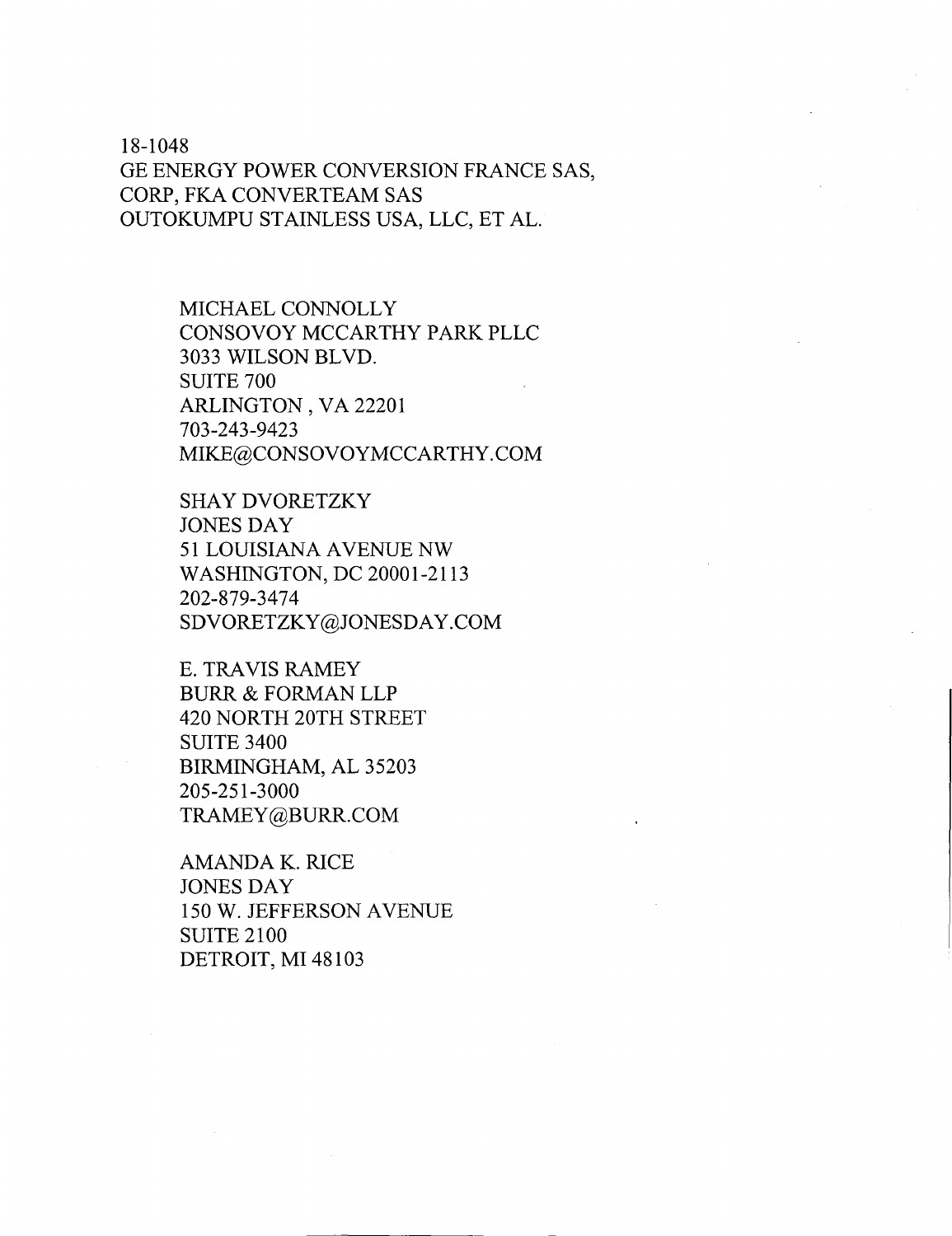18-1048
GE ENERGY POWER CONVERSION FRANCE SAS,
CORP, FKA CONVERTEAM SAS
OUTOKUMPU STAINLESS USA, LLC, ET AL.

MICHAEL CONNOLLY
CONSOVOY MCCARTHY PARK PLLC
3033 WILSON BLVD.
SUITE 700
ARLINGTON , VA 22201
703-243-9423
MIKE@CONSOVOYMCCARTHY.COM

SHAY DVORETZKY
JONES DAY
51 LOUISIANA AVENUE NW
WASHINGTON, DC 20001-2113
202-879-3474
SDVORETZKY@JONESDAY.COM

E. TRAVIS RAMEY
BURR & FORMAN LLP
420 NORTH 20TH STREET
SUITE 3400
BIRMINGHAM, AL 35203
205-251-3000
TRAMEY@BURR.COM

AMANDA K. RICE
JONES DAY
150 W. JEFFERSON AVENUE
SUITE 2100
DETROIT, MI 48103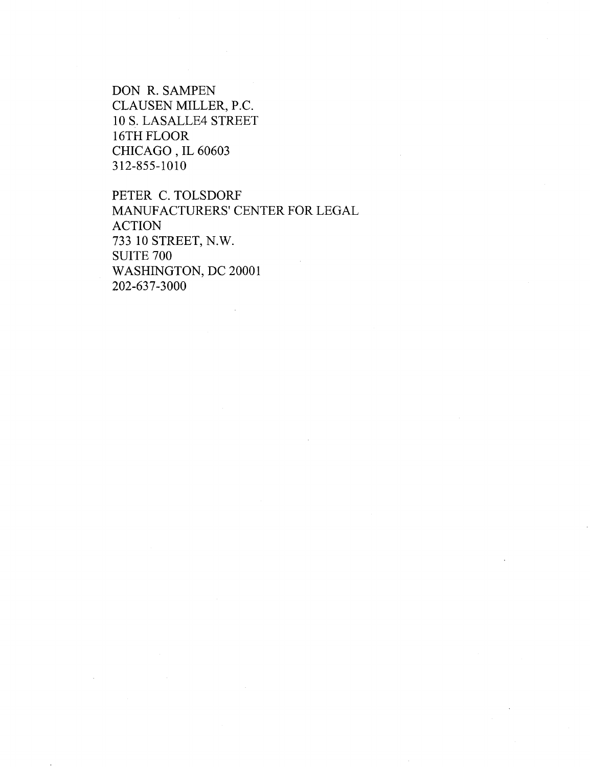DON R. SAMPEN
CLAUSEN MILLER, P.C.
10 S. LASALLE4 STREET
16TH FLOOR
CHICAGO , IL 60603
312-855-1010

PETER C. TOLSDORF
MANUFACTURERS' CENTER FOR LEGAL ACTION
733 10 STREET, N.W.
SUITE 700
WASHINGTON, DC 20001
202-637-3000